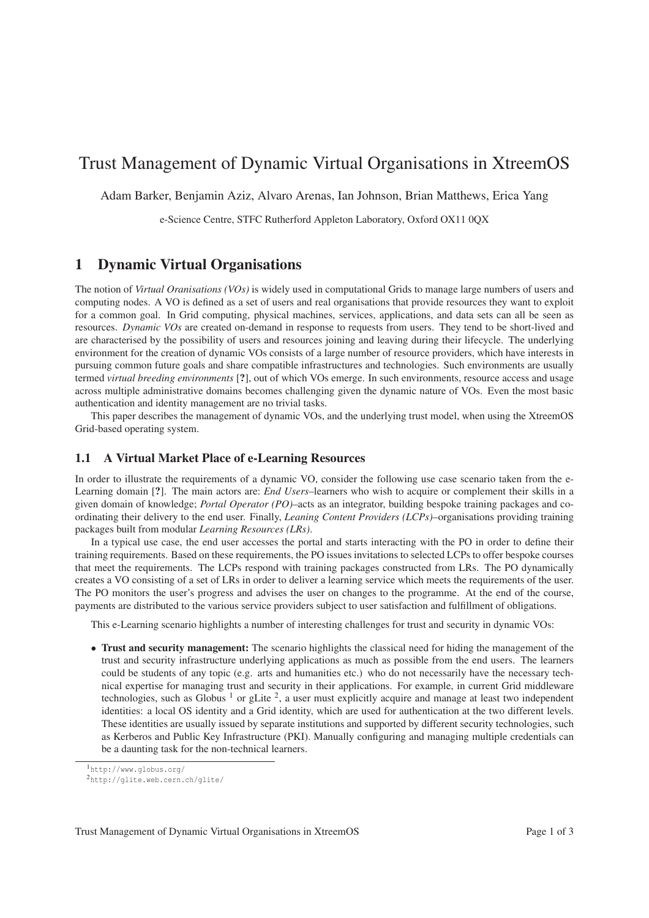# Trust Management of Dynamic Virtual Organisations in XtreemOS

Adam Barker, Benjamin Aziz, Alvaro Arenas, Ian Johnson, Brian Matthews, Erica Yang

e-Science Centre, STFC Rutherford Appleton Laboratory, Oxford OX11 0QX

## 1 Dynamic Virtual Organisations

The notion of *Virtual Oranisations (VOs)* is widely used in computational Grids to manage large numbers of users and computing nodes. A VO is defined as a set of users and real organisations that provide resources they want to exploit for a common goal. In Grid computing, physical machines, services, applications, and data sets can all be seen as resources. *Dynamic VOs* are created on-demand in response to requests from users. They tend to be short-lived and are characterised by the possibility of users and resources joining and leaving during their lifecycle. The underlying environment for the creation of dynamic VOs consists of a large number of resource providers, which have interests in pursuing common future goals and share compatible infrastructures and technologies. Such environments are usually termed *virtual breeding environments* [**?**], out of which VOs emerge. In such environments, resource access and usage across multiple administrative domains becomes challenging given the dynamic nature of VOs. Even the most basic authentication and identity management are no trivial tasks.

This paper describes the management of dynamic VOs, and the underlying trust model, when using the XtreemOS Grid-based operating system.

### 1.1 A Virtual Market Place of e-Learning Resources

In order to illustrate the requirements of a dynamic VO, consider the following use case scenario taken from the e-Learning domain [**?**]. The main actors are: *End Users*–learners who wish to acquire or complement their skills in a given domain of knowledge; *Portal Operator (PO)*–acts as an integrator, building bespoke training packages and co-ordinating their delivery to the end user. Finally, *Leaning Content Providers (LCPs)*–organisations providing training packages built from modular *Learning Resources (LRs)*.

In a typical use case, the end user accesses the portal and starts interacting with the PO in order to define their training requirements. Based on these requirements, the PO issues invitations to selected LCPs to offer bespoke courses that meet the requirements. The LCPs respond with training packages constructed from LRs. The PO dynamically creates a VO consisting of a set of LRs in order to deliver a learning service which meets the requirements of the user. The PO monitors the user's progress and advises the user on changes to the programme. At the end of the course, payments are distributed to the various service providers subject to user satisfaction and fulfillment of obligations.

This e-Learning scenario highlights a number of interesting challenges for trust and security in dynamic VOs:

- **Trust and security management:** The scenario highlights the classical need for hiding the management of the trust and security infrastructure underlying applications as much as possible from the end users. The learners could be students of any topic (e.g. arts and humanities etc.) who do not necessarily have the necessary technical expertise for managing trust and security in their applications. For example, in current Grid middleware technologies, such as Globus [1] or gLite [2], a user must explicitly acquire and manage at least two independent identities: a local OS identity and a Grid identity, which are used for authentication at the two different levels. These identities are usually issued by separate institutions and supported by different security technologies, such as Kerberos and Public Key Infrastructure (PKI). Manually configuring and managing multiple credentials can be a daunting task for the non-technical learners.

[1] http://www.globus.org/

[2] http://glite.web.cern.ch/glite/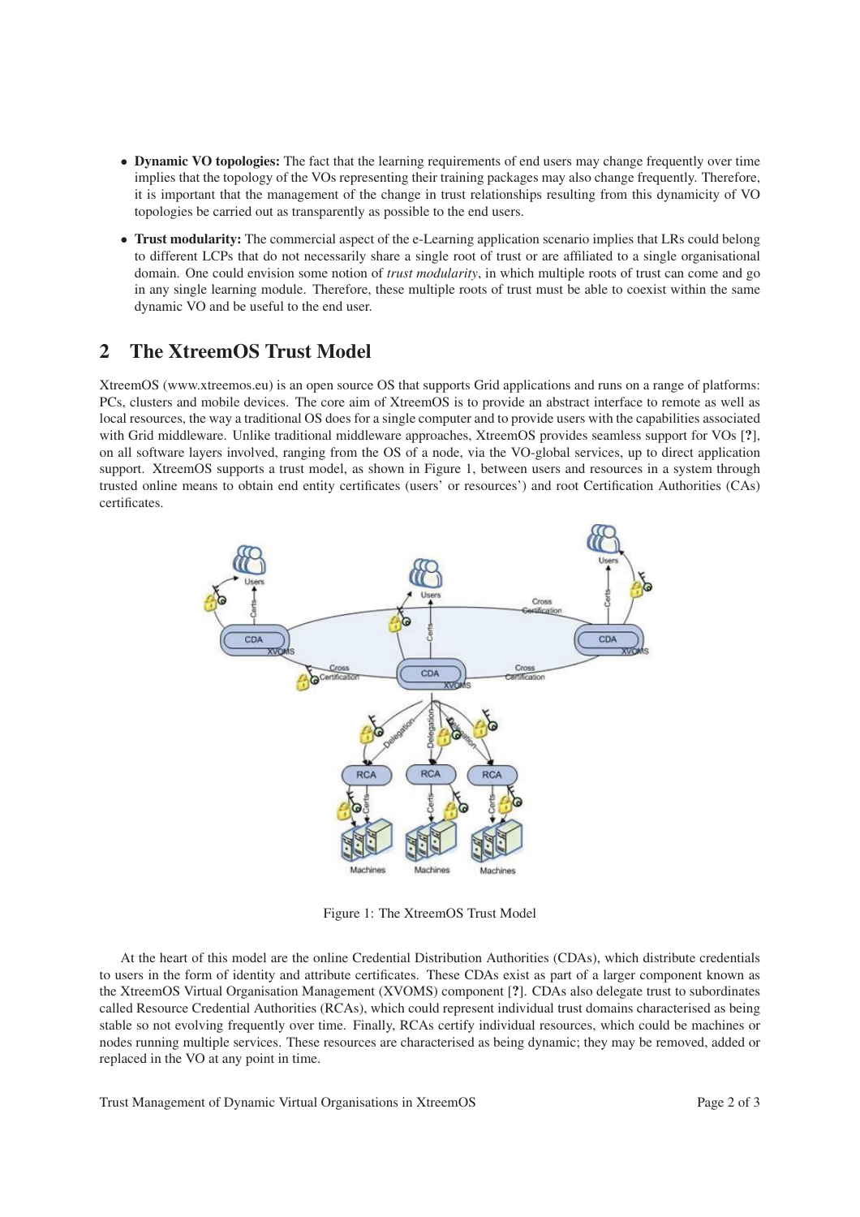- **Dynamic VO topologies:** The fact that the learning requirements of end users may change frequently over time implies that the topology of the VOs representing their training packages may also change frequently. Therefore, it is important that the management of the change in trust relationships resulting from this dynamicity of VO topologies be carried out as transparently as possible to the end users.
- **Trust modularity:** The commercial aspect of the e-Learning application scenario implies that LRs could belong to different LCPs that do not necessarily share a single root of trust or are affiliated to a single organisational domain. One could envision some notion of *trust modularity*, in which multiple roots of trust can come and go in any single learning module. Therefore, these multiple roots of trust must be able to coexist within the same dynamic VO and be useful to the end user.

## 2 The XtreemOS Trust Model

XtreemOS (www.xtreemos.eu) is an open source OS that supports Grid applications and runs on a range of platforms: PCs, clusters and mobile devices. The core aim of XtreemOS is to provide an abstract interface to remote as well as local resources, the way a traditional OS does for a single computer and to provide users with the capabilities associated with Grid middleware. Unlike traditional middleware approaches, XtreemOS provides seamless support for VOs [**?**], on all software layers involved, ranging from the OS of a node, via the VO-global services, up to direct application support. XtreemOS supports a trust model, as shown in Figure 1, between users and resources in a system through trusted online means to obtain end entity certificates (users' or resources') and root Certification Authorities (CAs) certificates.

Figure 1: The XtreemOS Trust Model

At the heart of this model are the online Credential Distribution Authorities (CDAs), which distribute credentials to users in the form of identity and attribute certificates. These CDAs exist as part of a larger component known as the XtreemOS Virtual Organisation Management (XVOMS) component [**?**]. CDAs also delegate trust to subordinates called Resource Credential Authorities (RCAs), which could represent individual trust domains characterised as being stable so not evolving frequently over time. Finally, RCAs certify individual resources, which could be machines or nodes running multiple services. These resources are characterised as being dynamic; they may be removed, added or replaced in the VO at any point in time.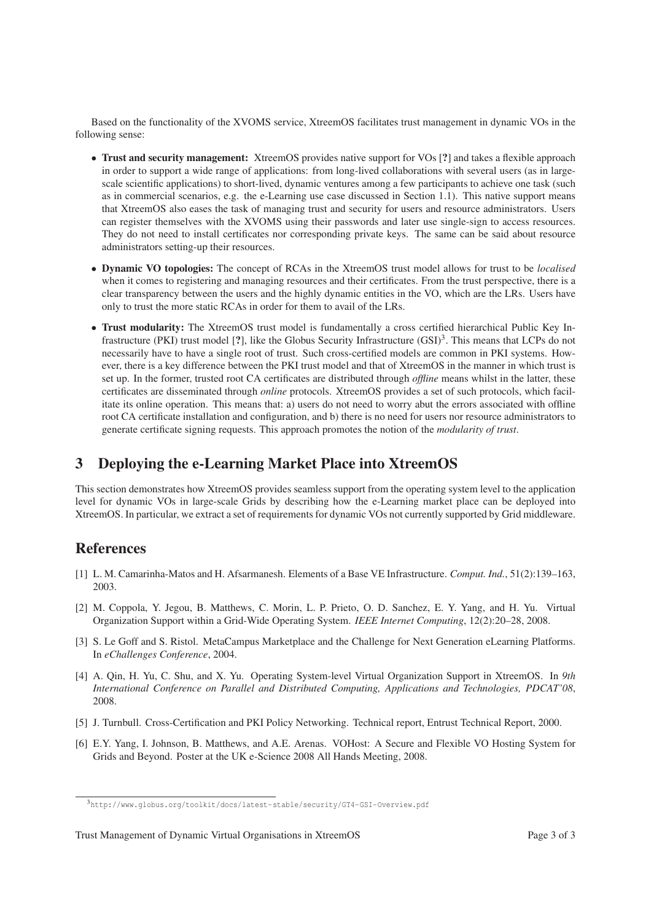Based on the functionality of the XVOMS service, XtreemOS facilitates trust management in dynamic VOs in the following sense:

- **Trust and security management:** XtreemOS provides native support for VOs [**?**] and takes a flexible approach in order to support a wide range of applications: from long-lived collaborations with several users (as in large-scale scientific applications) to short-lived, dynamic ventures among a few participants to achieve one task (such as in commercial scenarios, e.g. the e-Learning use case discussed in Section 1.1). This native support means that XtreemOS also eases the task of managing trust and security for users and resource administrators. Users can register themselves with the XVOMS using their passwords and later use single-sign to access resources. They do not need to install certificates nor corresponding private keys. The same can be said about resource administrators setting-up their resources.
- **Dynamic VO topologies:** The concept of RCAs in the XtreemOS trust model allows for trust to be *localised* when it comes to registering and managing resources and their certificates. From the trust perspective, there is a clear transparency between the users and the highly dynamic entities in the VO, which are the LRs. Users have only to trust the more static RCAs in order for them to avail of the LRs.
- **Trust modularity:** The XtreemOS trust model is fundamentally a cross certified hierarchical Public Key Infrastructure (PKI) trust model [**?**], like the Globus Security Infrastructure (GSI)[3]. This means that LCPs do not necessarily have to have a single root of trust. Such cross-certified models are common in PKI systems. However, there is a key difference between the PKI trust model and that of XtreemOS in the manner in which trust is set up. In the former, trusted root CA certificates are distributed through *offline* means whilst in the latter, these certificates are disseminated through *online* protocols. XtreemOS provides a set of such protocols, which facilitate its online operation. This means that: a) users do not need to worry abut the errors associated with offline root CA certificate installation and configuration, and b) there is no need for users nor resource administrators to generate certificate signing requests. This approach promotes the notion of the *modularity of trust*.

# 3 Deploying the e-Learning Market Place into XtreemOS

This section demonstrates how XtreemOS provides seamless support from the operating system level to the application level for dynamic VOs in large-scale Grids by describing how the e-Learning market place can be deployed into XtreemOS. In particular, we extract a set of requirements for dynamic VOs not currently supported by Grid middleware.

# References

[1] L. M. Camarinha-Matos and H. Afsarmanesh. Elements of a Base VE Infrastructure. *Comput. Ind.*, 51(2):139–163, 2003.

[2] M. Coppola, Y. Jegou, B. Matthews, C. Morin, L. P. Prieto, O. D. Sanchez, E. Y. Yang, and H. Yu. Virtual Organization Support within a Grid-Wide Operating System. *IEEE Internet Computing*, 12(2):20–28, 2008.

[3] S. Le Goff and S. Ristol. MetaCampus Marketplace and the Challenge for Next Generation eLearning Platforms. In *eChallenges Conference*, 2004.

[4] A. Qin, H. Yu, C. Shu, and X. Yu. Operating System-level Virtual Organization Support in XtreemOS. In *9th International Conference on Parallel and Distributed Computing, Applications and Technologies, PDCAT'08*, 2008.

[5] J. Turnbull. Cross-Certification and PKI Policy Networking. Technical report, Entrust Technical Report, 2000.

[6] E.Y. Yang, I. Johnson, B. Matthews, and A.E. Arenas. VOHost: A Secure and Flexible VO Hosting System for Grids and Beyond. Poster at the UK e-Science 2008 All Hands Meeting, 2008.

[3] http://www.globus.org/toolkit/docs/latest-stable/security/GT4-GSI-Overview.pdf